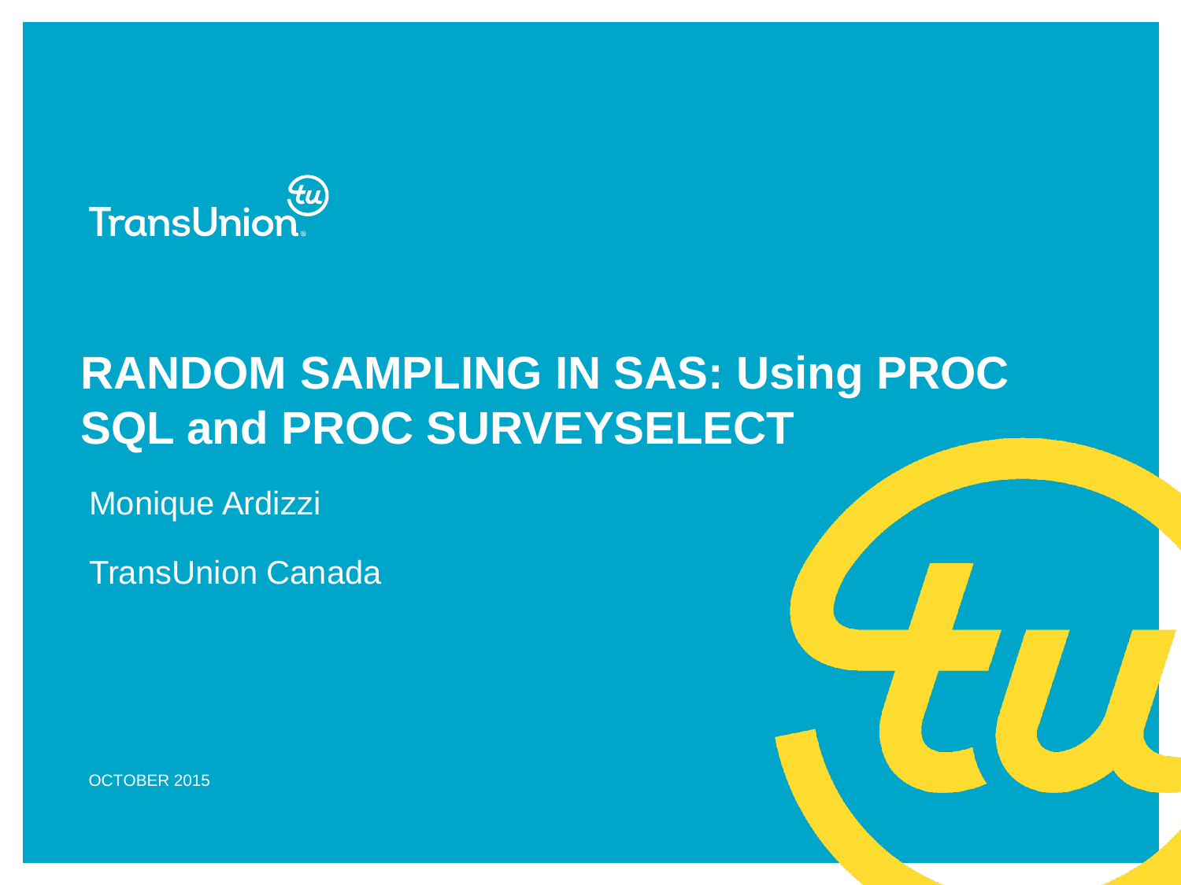TransUnion

# RANDOM SAMPLING IN SAS: Using PROC SQL and PROC SURVEYSELECT

Monique Ardizzi

TransUnion Canada

OCTOBER 2015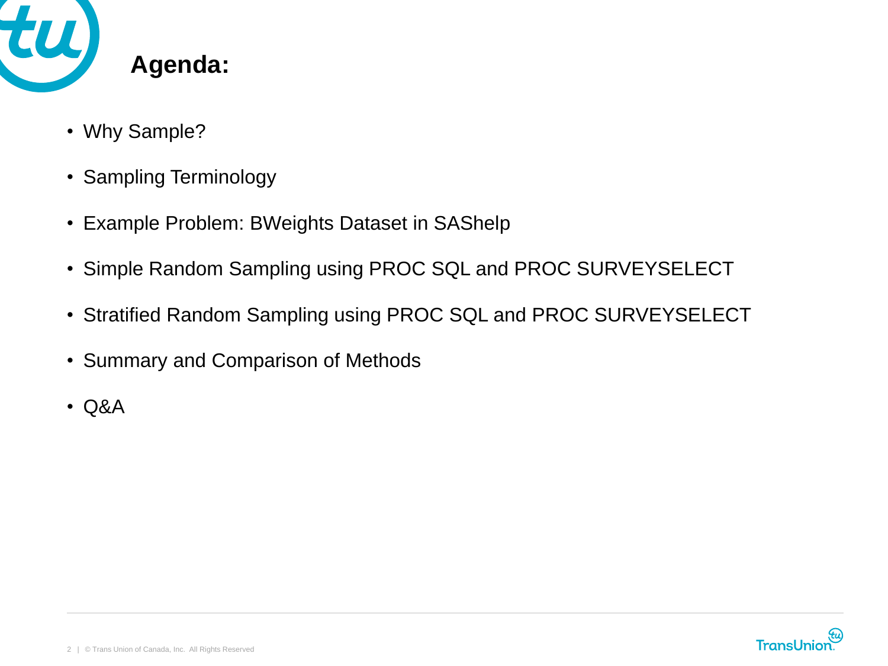# Agenda:

- Why Sample?
- Sampling Terminology
- Example Problem: BWeights Dataset in SAShelp
- Simple Random Sampling using PROC SQL and PROC SURVEYSELECT
- Stratified Random Sampling using PROC SQL and PROC SURVEYSELECT
- Summary and Comparison of Methods
- Q&A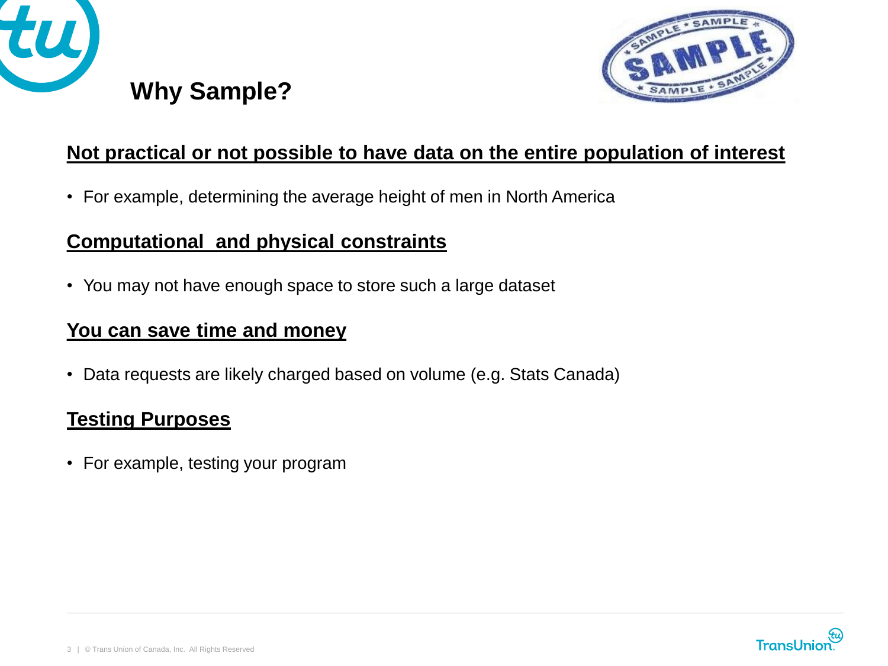# Why Sample?

**Not practical or not possible to have data on the entire population of interest**

- For example, determining the average height of men in North America

**Computational  and physical constraints**

- You may not have enough space to store such a large dataset

**You can save time and money**

- Data requests are likely charged based on volume (e.g. Stats Canada)

**Testing Purposes**

- For example, testing your program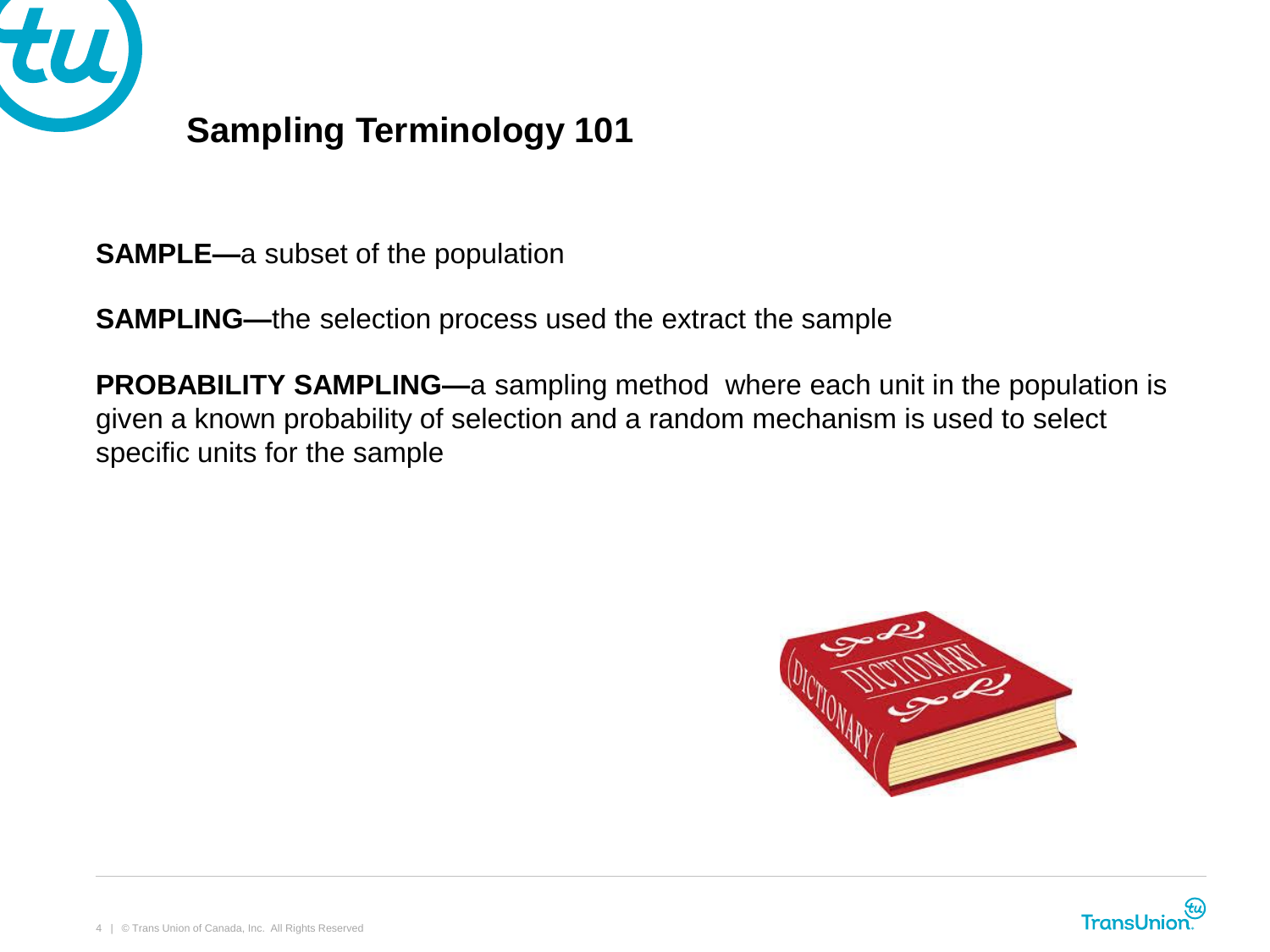# Sampling Terminology 101

**SAMPLE—**a subset of the population

**SAMPLING—**the selection process used the extract the sample

**PROBABILITY SAMPLING—**a sampling method where each unit in the population is given a known probability of selection and a random mechanism is used to select specific units for the sample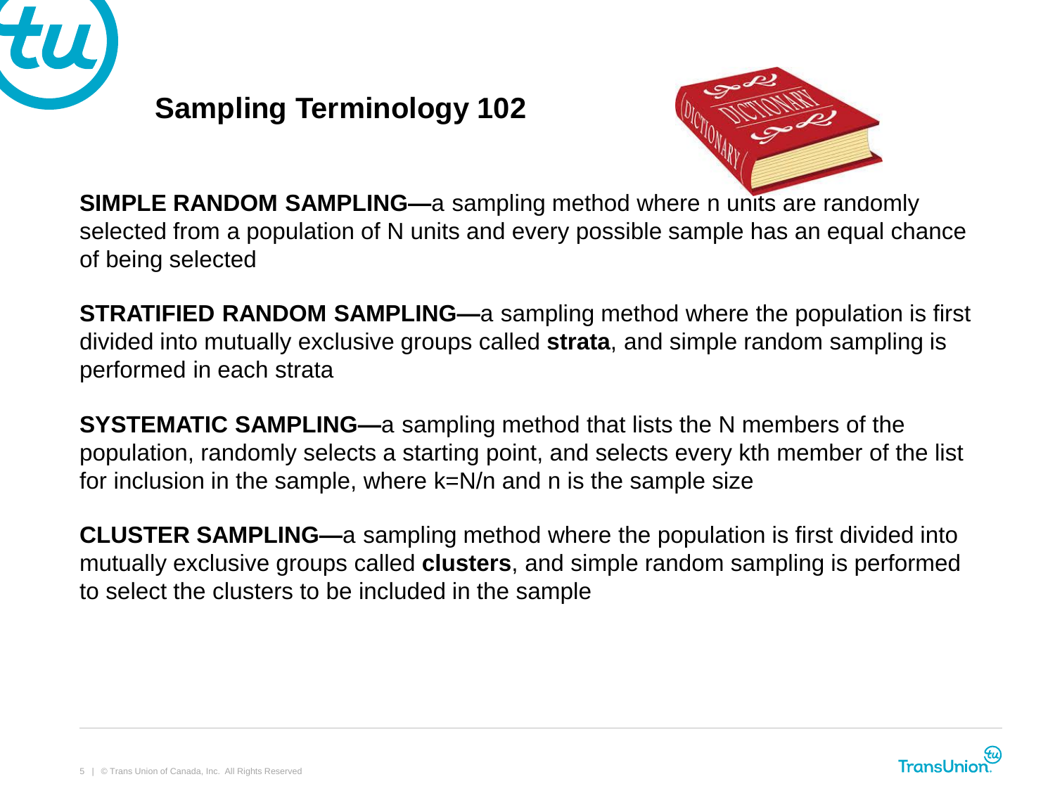## Sampling Terminology 102

**SIMPLE RANDOM SAMPLING—**a sampling method where n units are randomly selected from a population of N units and every possible sample has an equal chance of being selected

**STRATIFIED RANDOM SAMPLING—**a sampling method where the population is first divided into mutually exclusive groups called **strata**, and simple random sampling is performed in each strata

**SYSTEMATIC SAMPLING—**a sampling method that lists the N members of the population, randomly selects a starting point, and selects every kth member of the list for inclusion in the sample, where $k=N/n$ and n is the sample size

**CLUSTER SAMPLING—**a sampling method where the population is first divided into mutually exclusive groups called **clusters**, and simple random sampling is performed to select the clusters to be included in the sample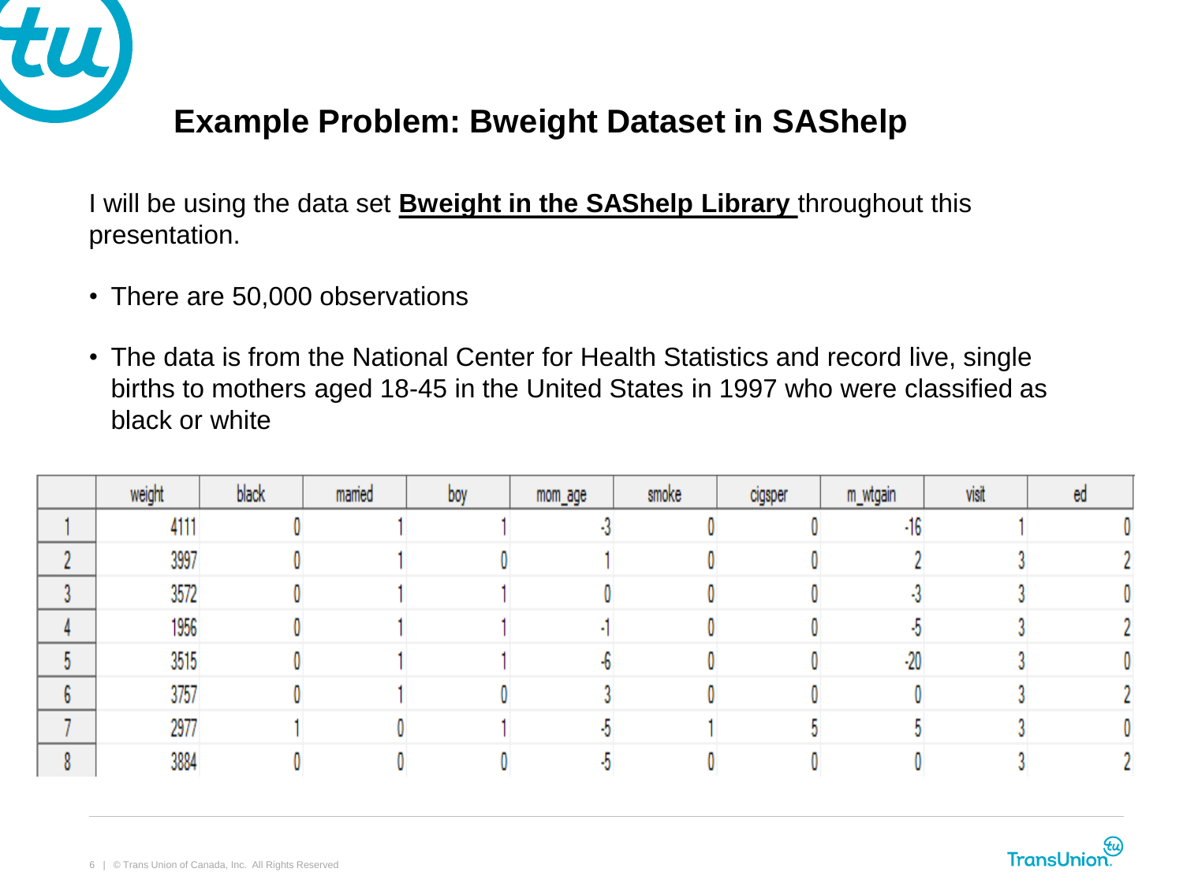# Example Problem: Bweight Dataset in SAShelp

I will be using the data set **Bweight in the SAShelp Library** throughout this presentation.

- There are 50,000 observations
- The data is from the National Center for Health Statistics and record live, single births to mothers aged 18-45 in the United States in 1997 who were classified as black or white

| | weight | black | married | boy | mom_age | smoke | cigsper | m_wtgain | visit | ed |
|---|---|---|---|---|---|---|---|---|---|---|
| 1 | 4111 | 0 | 1 | 1 | -3 | 0 | 0 | -16 | 1 | 0 |
| 2 | 3997 | 0 | 1 | 0 | 1 | 0 | 0 | 2 | 3 | 2 |
| 3 | 3572 | 0 | 1 | 1 | 0 | 0 | 0 | -3 | 3 | 0 |
| 4 | 1956 | 0 | 1 | 1 | -1 | 0 | 0 | -5 | 3 | 2 |
| 5 | 3515 | 0 | 1 | 1 | -6 | 0 | 0 | -20 | 3 | 0 |
| 6 | 3757 | 0 | 1 | 0 | 3 | 0 | 0 | 0 | 3 | 2 |
| 7 | 2977 | 1 | 0 | 1 | -5 | 1 | 5 | 5 | 3 | 0 |
| 8 | 3884 | 0 | 0 | 0 | -5 | 0 | 0 | 0 | 3 | 2 |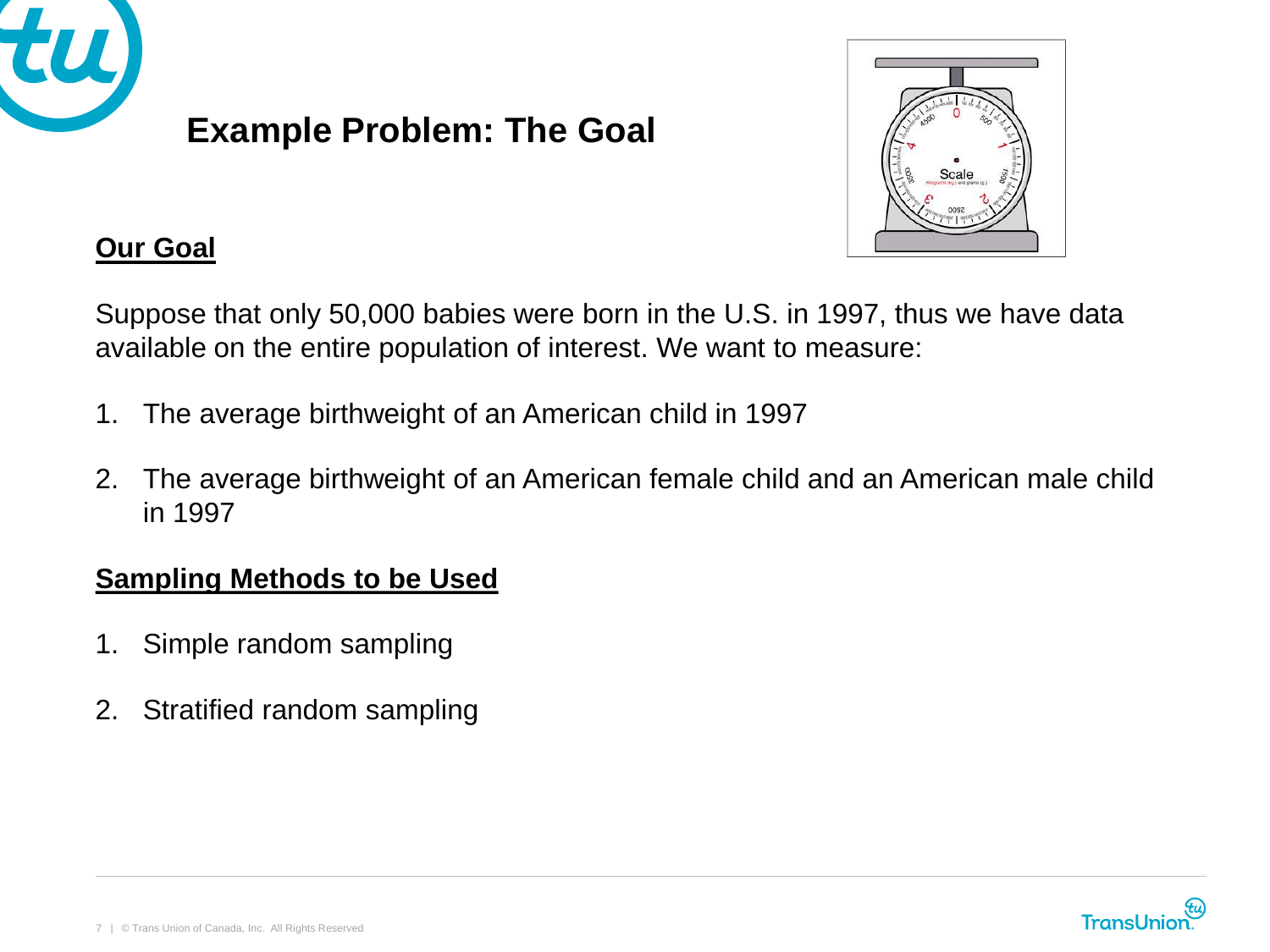# Example Problem: The Goal

## Our Goal

Suppose that only 50,000 babies were born in the U.S. in 1997, thus we have data available on the entire population of interest. We want to measure:

1. The average birthweight of an American child in 1997
2. The average birthweight of an American female child and an American male child in 1997

## Sampling Methods to be Used

1. Simple random sampling
2. Stratified random sampling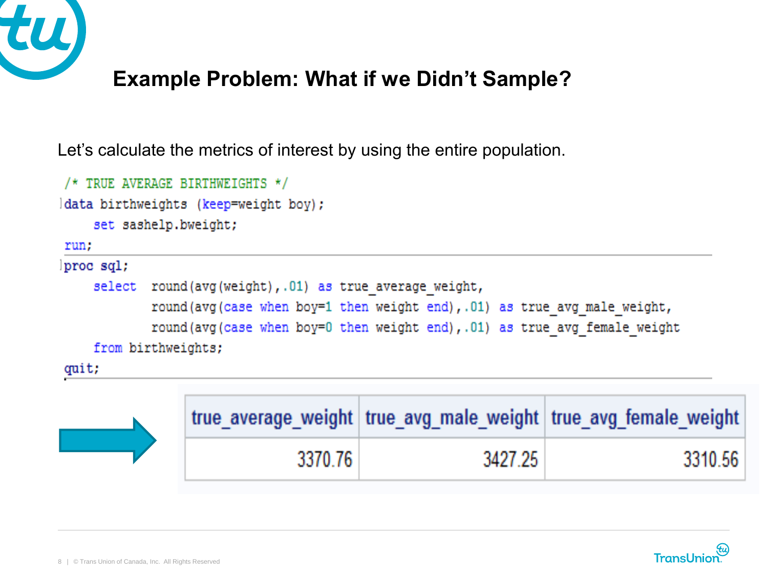# Example Problem: What if we Didn't Sample?

Let's calculate the metrics of interest by using the entire population.

```
/* TRUE AVERAGE BIRTHWEIGHTS */
data birthweights (keep=weight boy);
    set sashelp.bweight;
run;
proc sql;
    select  round(avg(weight),.01) as true_average_weight,
            round(avg(case when boy=1 then weight end),.01) as true_avg_male_weight,
            round(avg(case when boy=0 then weight end),.01) as true_avg_female_weight
    from birthweights;
quit;
```

| true_average_weight | true_avg_male_weight | true_avg_female_weight |
|---|---|---|
| 3370.76 | 3427.25 | 3310.56 |

© Trans Union of Canada, Inc. All Rights Reserved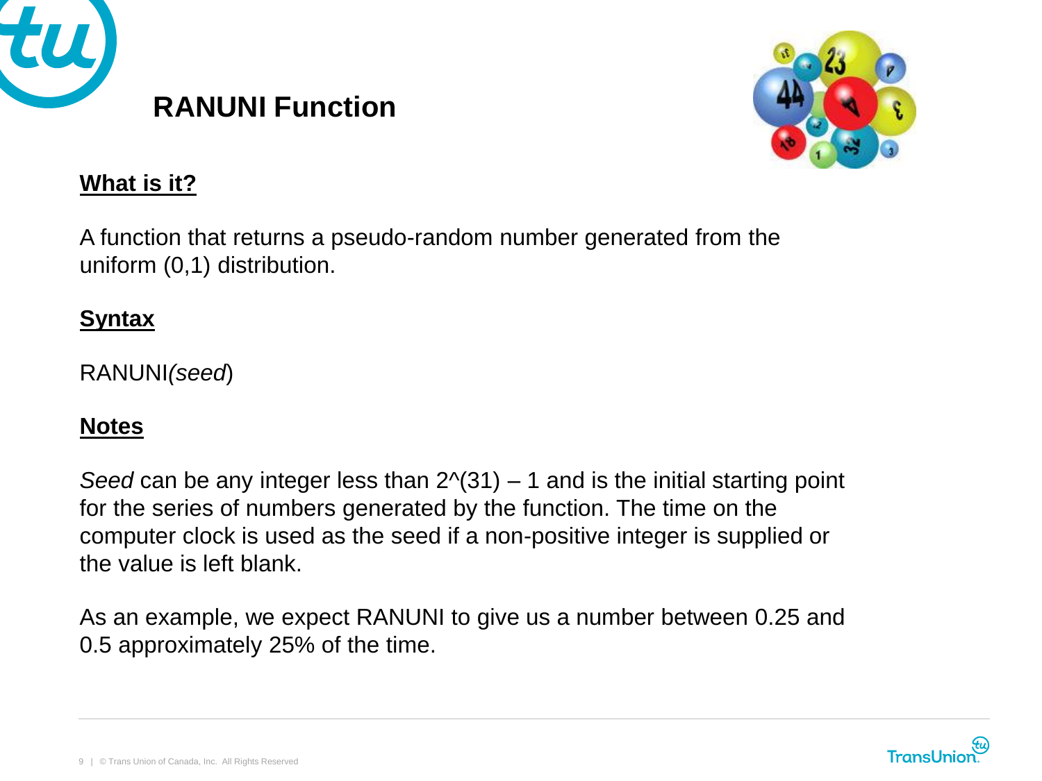# RANUNI Function

**What is it?**

A function that returns a pseudo-random number generated from the uniform (0,1) distribution.

**Syntax**

RANUNI*(seed)*

**Notes**

*Seed* can be any integer less than $2^{31} - 1$ and is the initial starting point for the series of numbers generated by the function. The time on the computer clock is used as the seed if a non-positive integer is supplied or the value is left blank.

As an example, we expect RANUNI to give us a number between 0.25 and 0.5 approximately 25% of the time.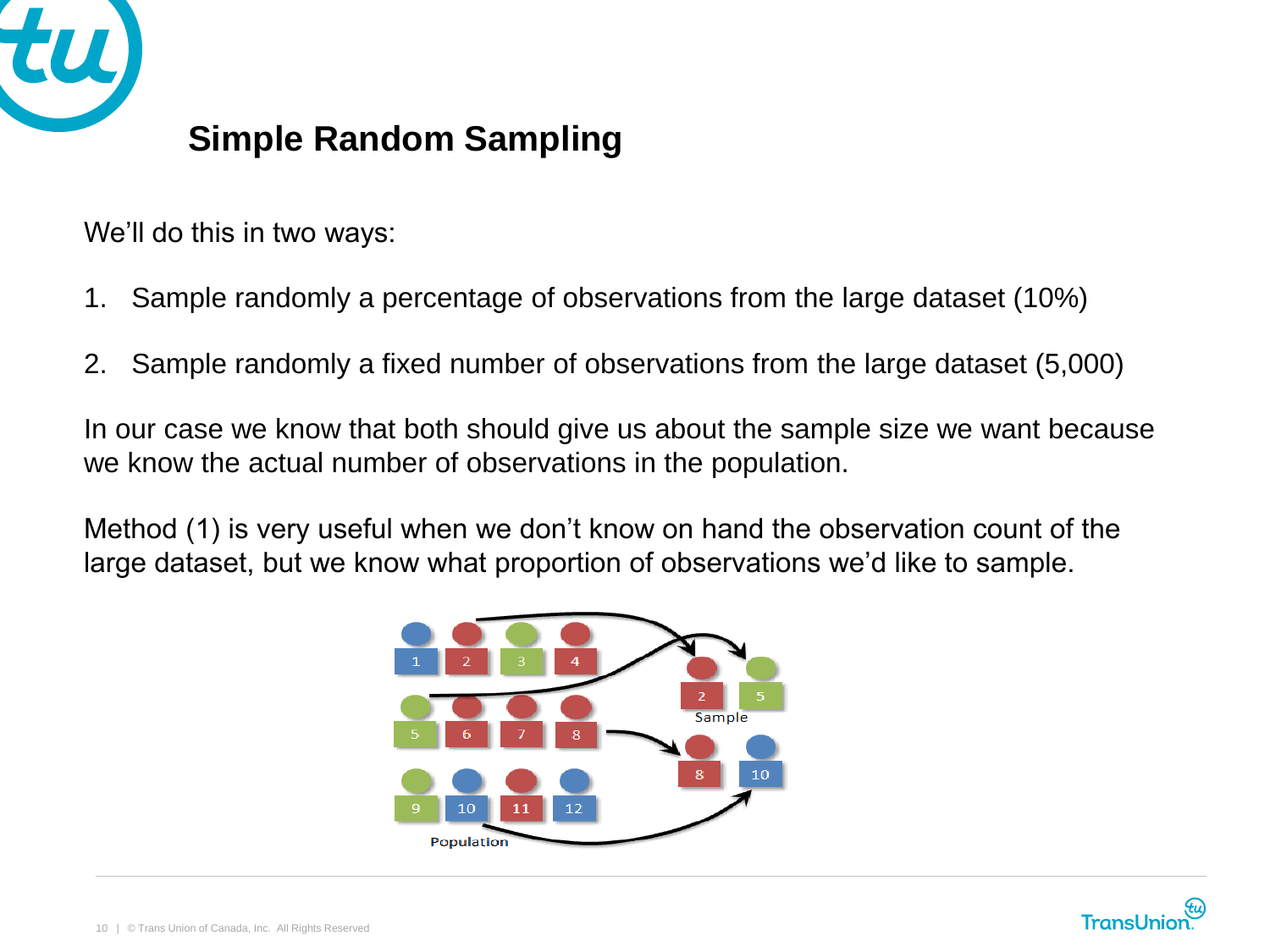## Simple Random Sampling

We'll do this in two ways:

1. Sample randomly a percentage of observations from the large dataset (10%)
2. Sample randomly a fixed number of observations from the large dataset (5,000)

In our case we know that both should give us about the sample size we want because we know the actual number of observations in the population.

Method (1) is very useful when we don't know on hand the observation count of the large dataset, but we know what proportion of observations we'd like to sample.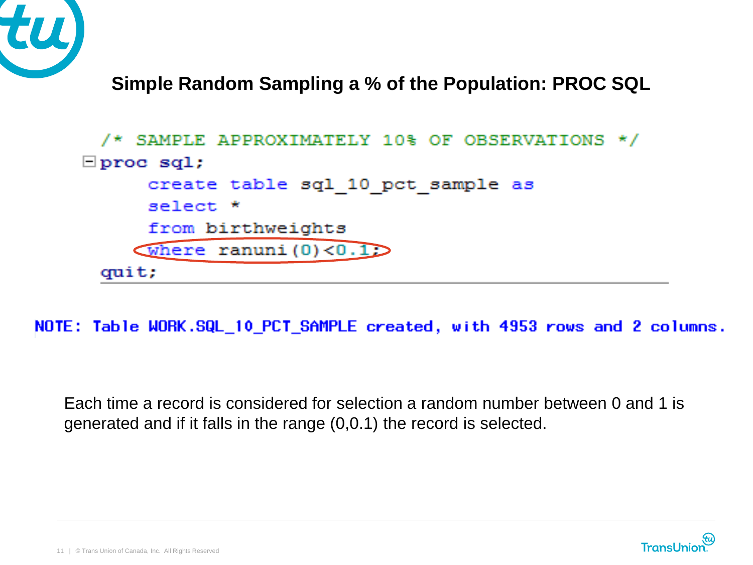## Simple Random Sampling a % of the Population: PROC SQL

```
/* SAMPLE APPROXIMATELY 10% OF OBSERVATIONS */
proc sql;
    create table sql_10_pct_sample as
    select *
    from birthweights
    where ranuni(0)<0.1;
quit;
```

```
NOTE: Table WORK.SQL_10_PCT_SAMPLE created, with 4953 rows and 2 columns.
```

Each time a record is considered for selection a random number between 0 and 1 is generated and if it falls in the range (0,0.1) the record is selected.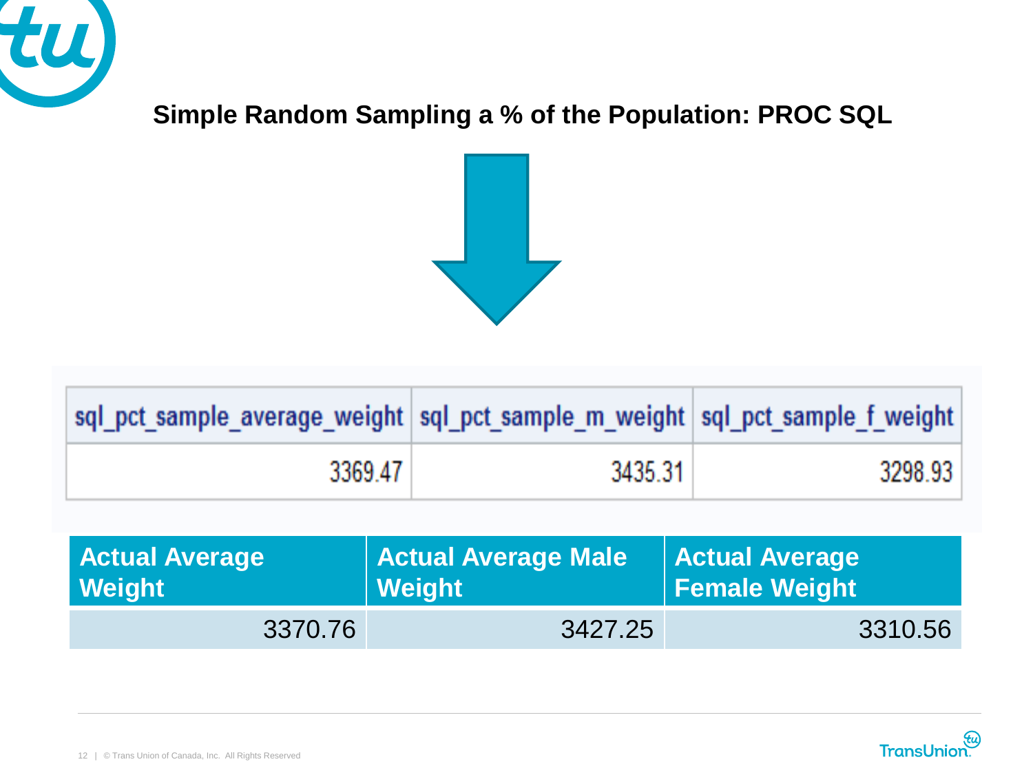# Simple Random Sampling a % of the Population: PROC SQL

| sql_pct_sample_average_weight | sql_pct_sample_m_weight | sql_pct_sample_f_weight |
|---|---|---|
| 3369.47 | 3435.31 | 3298.93 |

| Actual Average Weight | Actual Average Male Weight | Actual Average Female Weight |
|---|---|---|
| 3370.76 | 3427.25 | 3310.56 |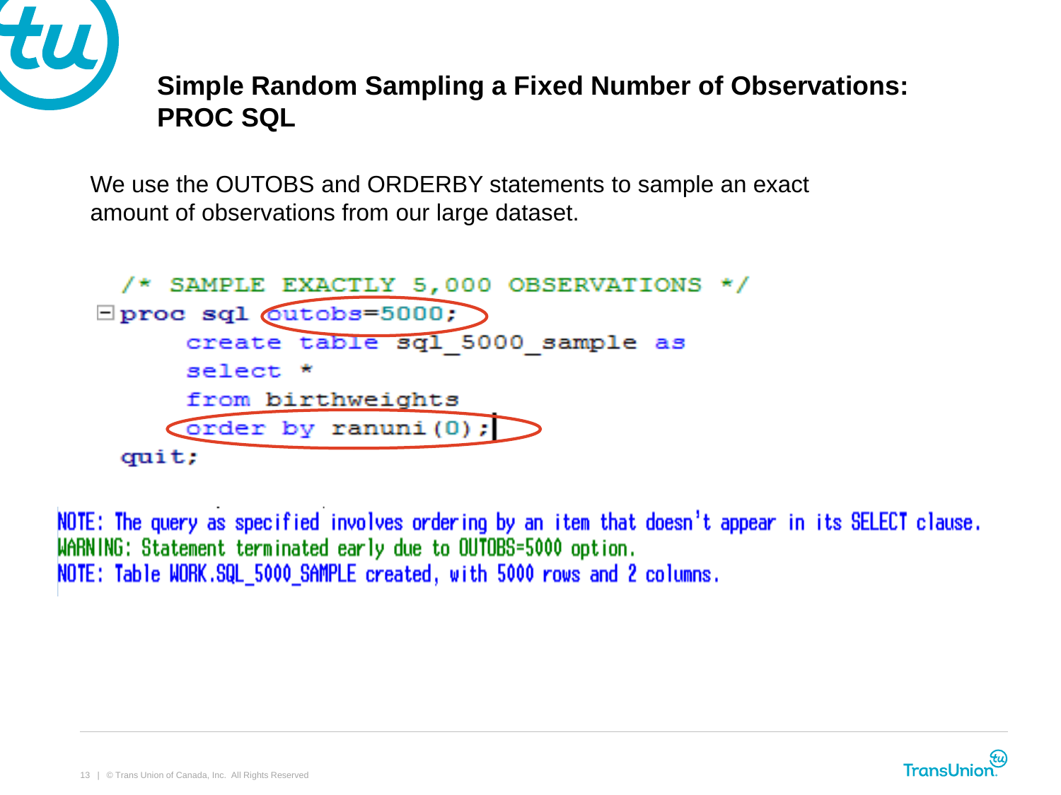## Simple Random Sampling a Fixed Number of Observations: PROC SQL

We use the OUTOBS and ORDERBY statements to sample an exact amount of observations from our large dataset.

```
/* SAMPLE EXACTLY 5,000 OBSERVATIONS */
proc sql outobs=5000;
    create table sql_5000_sample as
    select *
    from birthweights
    order by ranuni(0);
quit;
```

```
NOTE: The query as specified involves ordering by an item that doesn't appear in its SELECT clause.
WARNING: Statement terminated early due to OUTOBS=5000 option.
NOTE: Table WORK.SQL_5000_SAMPLE created, with 5000 rows and 2 columns.
```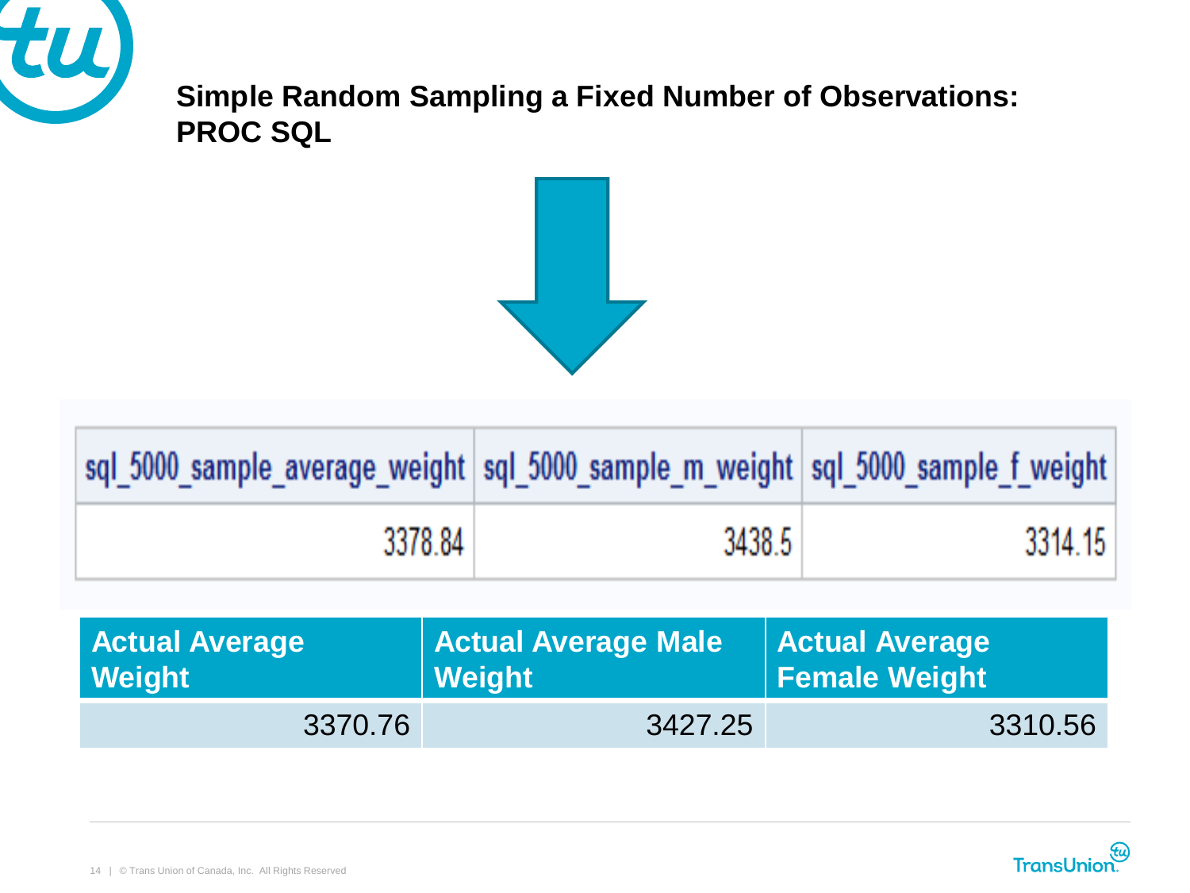## Simple Random Sampling a Fixed Number of Observations: PROC SQL

| sql_5000_sample_average_weight | sql_5000_sample_m_weight | sql_5000_sample_f_weight |
|---|---|---|
| 3378.84 | 3438.5 | 3314.15 |

| Actual Average Weight | Actual Average Male Weight | Actual Average Female Weight |
|---|---|---|
| 3370.76 | 3427.25 | 3310.56 |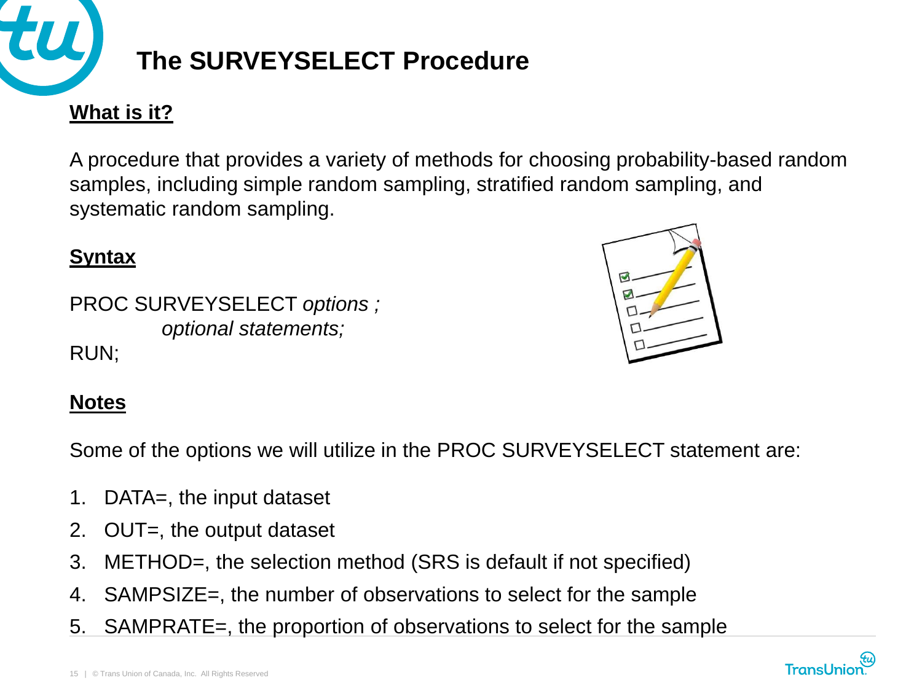# The SURVEYSELECT Procedure

**What is it?**

A procedure that provides a variety of methods for choosing probability-based random samples, including simple random sampling, stratified random sampling, and systematic random sampling.

**Syntax**

```
PROC SURVEYSELECT options ;
        optional statements;
RUN;
```

**Notes**

Some of the options we will utilize in the PROC SURVEYSELECT statement are:

1. DATA=, the input dataset
2. OUT=, the output dataset
3. METHOD=, the selection method (SRS is default if not specified)
4. SAMPSIZE=, the number of observations to select for the sample
5. SAMPRATE=, the proportion of observations to select for the sample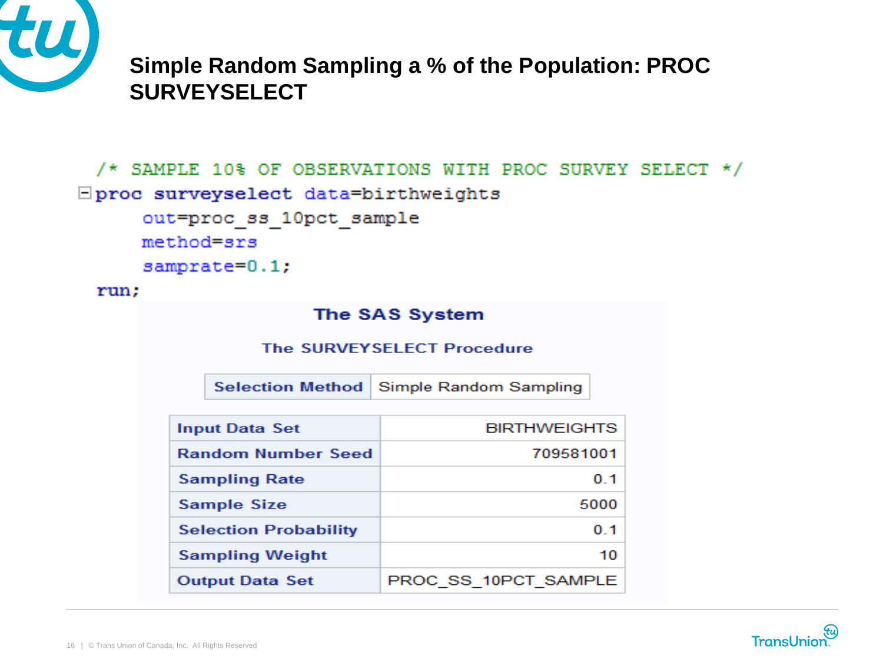# Simple Random Sampling a % of the Population: PROC SURVEYSELECT

```
/* SAMPLE 10% OF OBSERVATIONS WITH PROC SURVEY SELECT */
proc surveyselect data=birthweights
    out=proc_ss_10pct_sample
    method=srs
    samprate=0.1;
run;
```

**The SAS System**

**The SURVEYSELECT Procedure**

| Selection Method | Simple Random Sampling |
|---|---|

| Input Data Set | BIRTHWEIGHTS |
|---|---|
| Random Number Seed | 709581001 |
| Sampling Rate | 0.1 |
| Sample Size | 5000 |
| Selection Probability | 0.1 |
| Sampling Weight | 10 |
| Output Data Set | PROC_SS_10PCT_SAMPLE |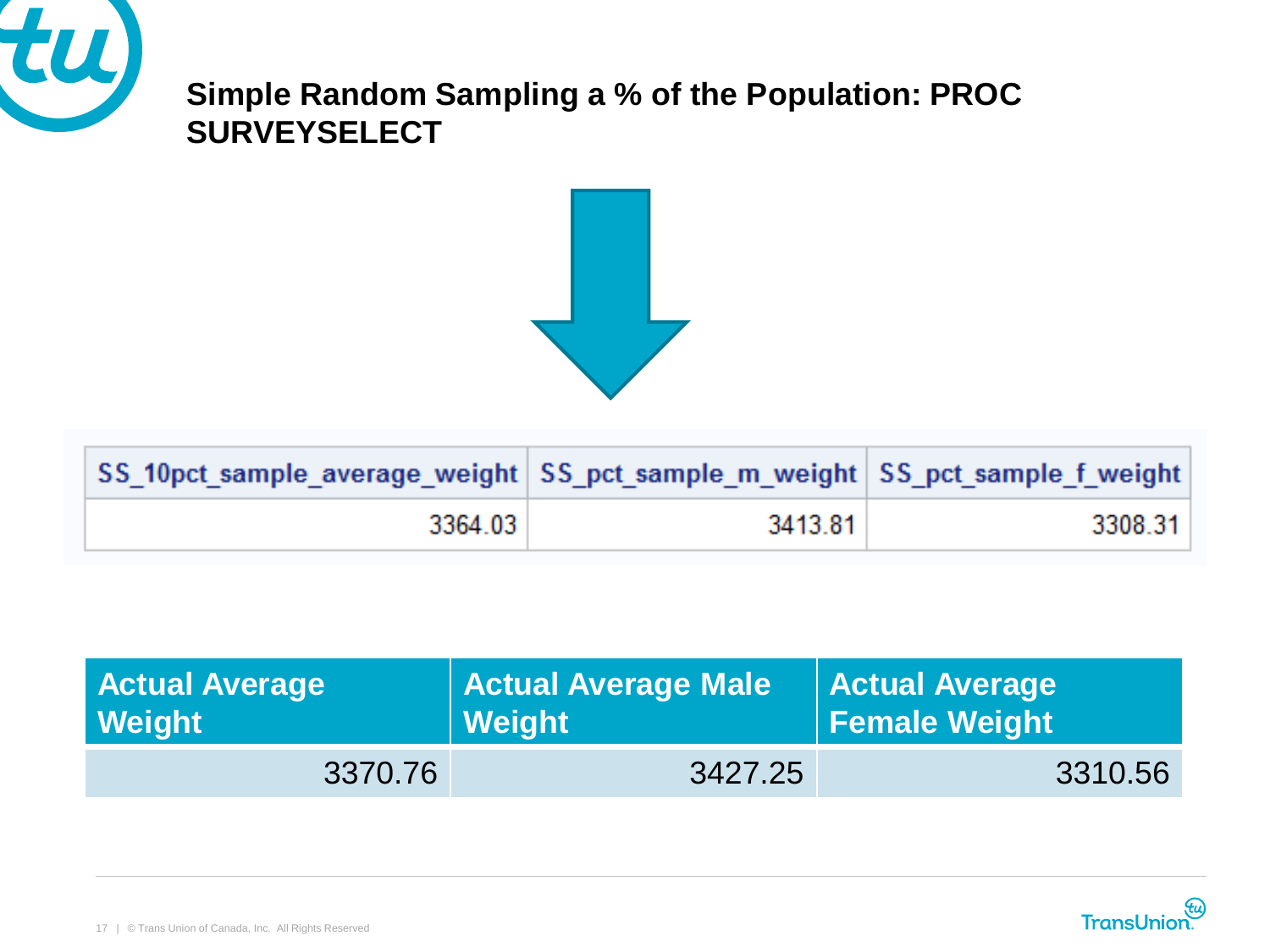## Simple Random Sampling a % of the Population: PROC SURVEYSELECT

| SS_10pct_sample_average_weight | SS_pct_sample_m_weight | SS_pct_sample_f_weight |
|---|---|---|
| 3364.03 | 3413.81 | 3308.31 |

| Actual Average Weight | Actual Average Male Weight | Actual Average Female Weight |
|---|---|---|
| 3370.76 | 3427.25 | 3310.56 |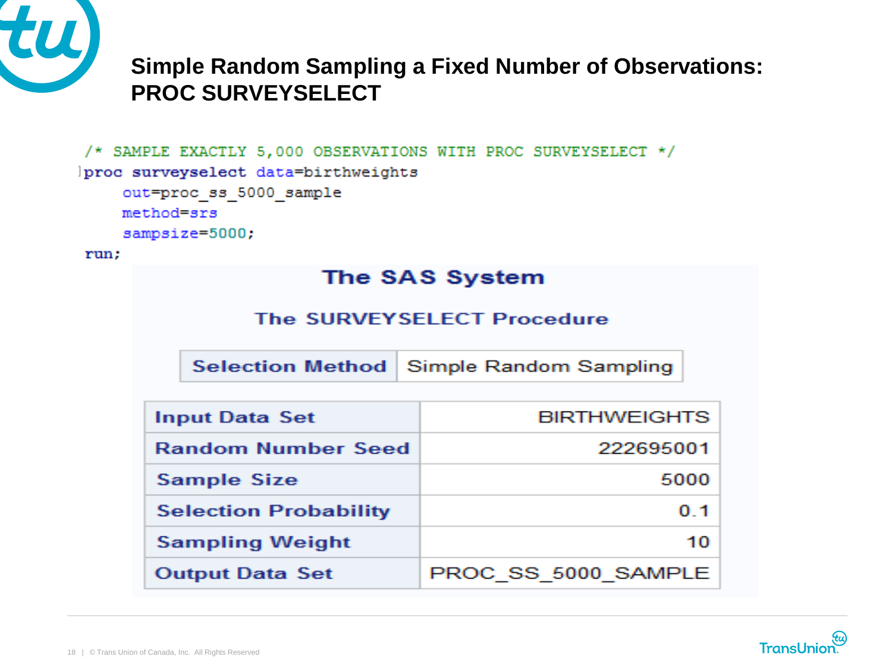# Simple Random Sampling a Fixed Number of Observations: PROC SURVEYSELECT

```
/* SAMPLE EXACTLY 5,000 OBSERVATIONS WITH PROC SURVEYSELECT */
proc surveyselect data=birthweights
    out=proc_ss_5000_sample
    method=srs
    sampsize=5000;
run;
```

**The SAS System**

**The SURVEYSELECT Procedure**

| Selection Method | Simple Random Sampling |
|---|---|

| Input Data Set | BIRTHWEIGHTS |
|---|---|
| Random Number Seed | 222695001 |
| Sample Size | 5000 |
| Selection Probability | 0.1 |
| Sampling Weight | 10 |
| Output Data Set | PROC_SS_5000_SAMPLE |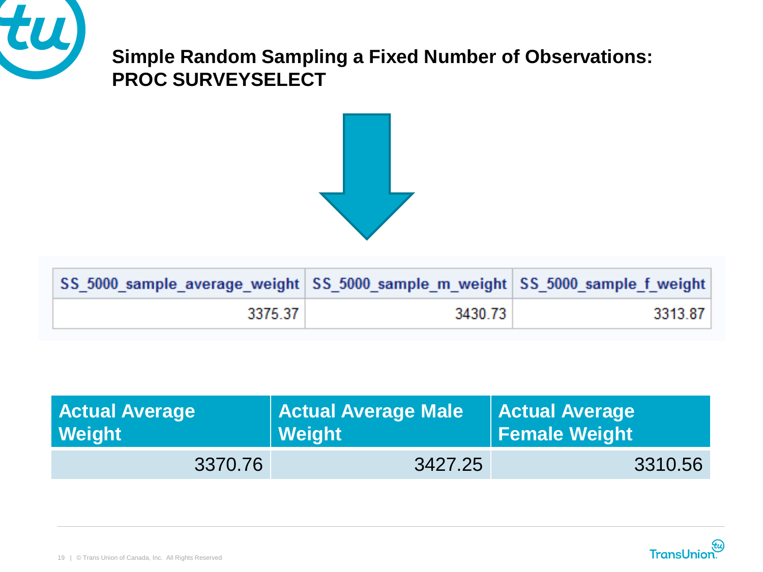# Simple Random Sampling a Fixed Number of Observations: PROC SURVEYSELECT

| SS_5000_sample_average_weight | SS_5000_sample_m_weight | SS_5000_sample_f_weight |
|---|---|---|
| 3375.37 | 3430.73 | 3313.87 |

| Actual Average Weight | Actual Average Male Weight | Actual Average Female Weight |
|---|---|---|
| 3370.76 | 3427.25 | 3310.56 |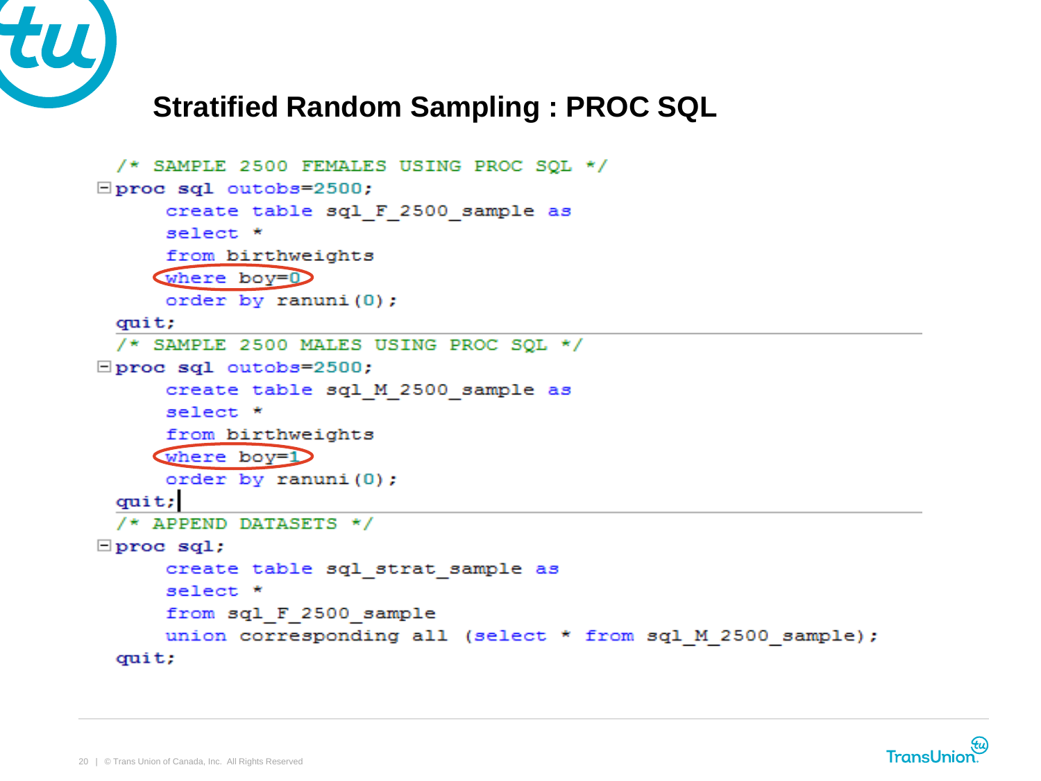# Stratified Random Sampling : PROC SQL

```
/* SAMPLE 2500 FEMALES USING PROC SQL */
proc sql outobs=2500;
    create table sql_F_2500_sample as
    select *
    from birthweights
    where boy=0
    order by ranuni(0);
quit;
/* SAMPLE 2500 MALES USING PROC SQL */
proc sql outobs=2500;
    create table sql_M_2500_sample as
    select *
    from birthweights
    where boy=1
    order by ranuni(0);
quit;
/* APPEND DATASETS */
proc sql;
    create table sql_strat_sample as
    select *
    from sql_F_2500_sample
    union corresponding all (select * from sql_M_2500_sample);
quit;
```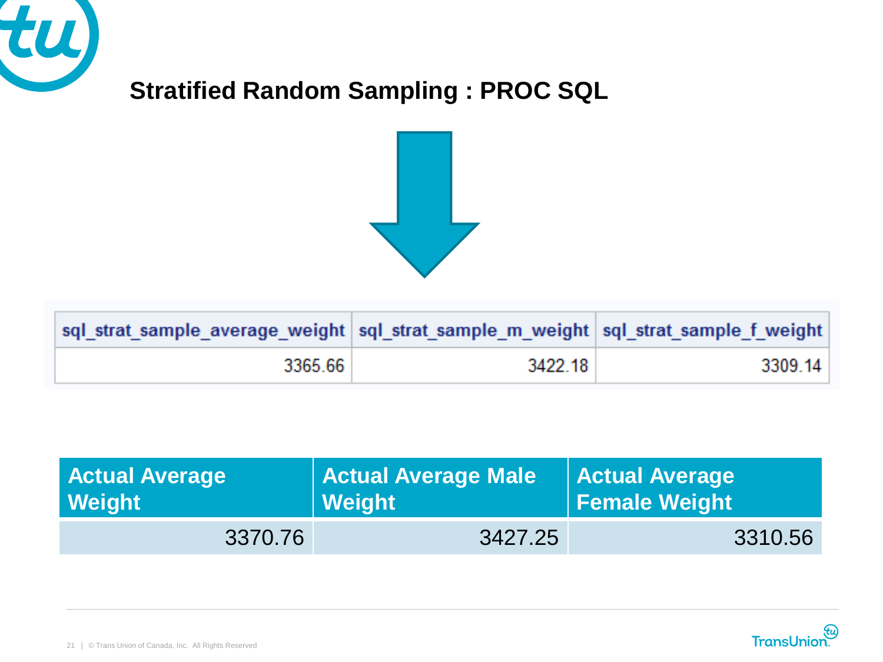## Stratified Random Sampling : PROC SQL

| sql_strat_sample_average_weight | sql_strat_sample_m_weight | sql_strat_sample_f_weight |
|---|---|---|
| 3365.66 | 3422.18 | 3309.14 |

| Actual Average Weight | Actual Average Male Weight | Actual Average Female Weight |
|---|---|---|
| 3370.76 | 3427.25 | 3310.56 |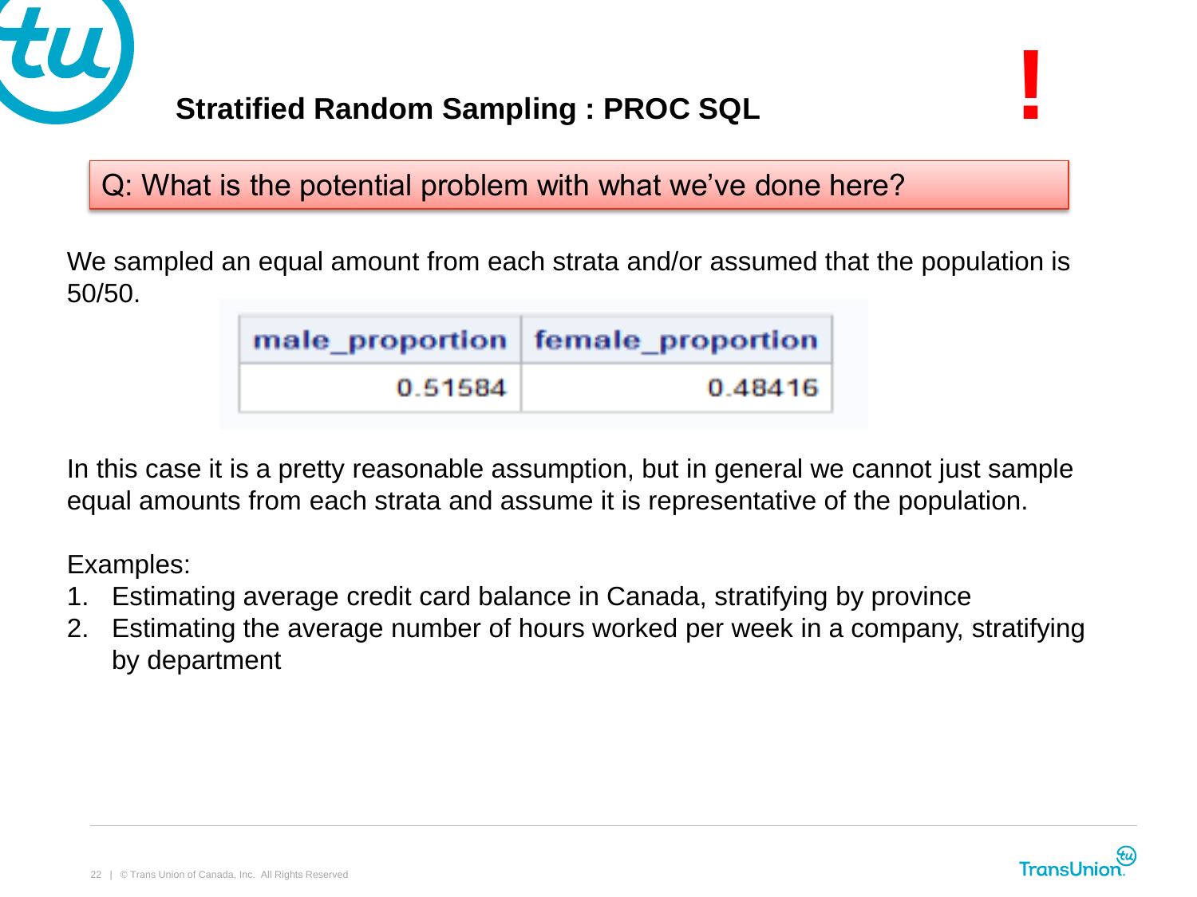## Stratified Random Sampling : PROC SQL

!

Q: What is the potential problem with what we've done here?

We sampled an equal amount from each strata and/or assumed that the population is 50/50.

| male_proportion | female_proportion |
| --- | --- |
| 0.51584 | 0.48416 |

In this case it is a pretty reasonable assumption, but in general we cannot just sample equal amounts from each strata and assume it is representative of the population.

Examples:

1. Estimating average credit card balance in Canada, stratifying by province
2. Estimating the average number of hours worked per week in a company, stratifying by department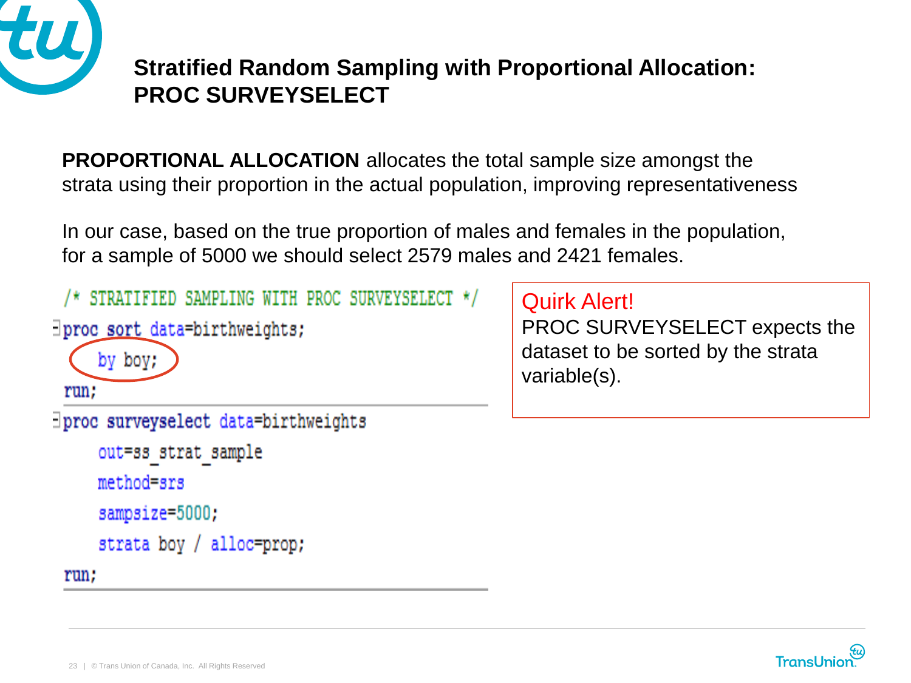# Stratified Random Sampling with Proportional Allocation: PROC SURVEYSELECT

**PROPORTIONAL ALLOCATION** allocates the total sample size amongst the strata using their proportion in the actual population, improving representativeness

In our case, based on the true proportion of males and females in the population, for a sample of 5000 we should select 2579 males and 2421 females.

```
/* STRATIFIED SAMPLING WITH PROC SURVEYSELECT */
proc sort data=birthweights;
    by boy;
run;
proc surveyselect data=birthweights
    out=ss_strat_sample
    method=srs
    sampsize=5000;
    strata boy / alloc=prop;
run;
```

Quirk Alert!
PROC SURVEYSELECT expects the dataset to be sorted by the strata variable(s).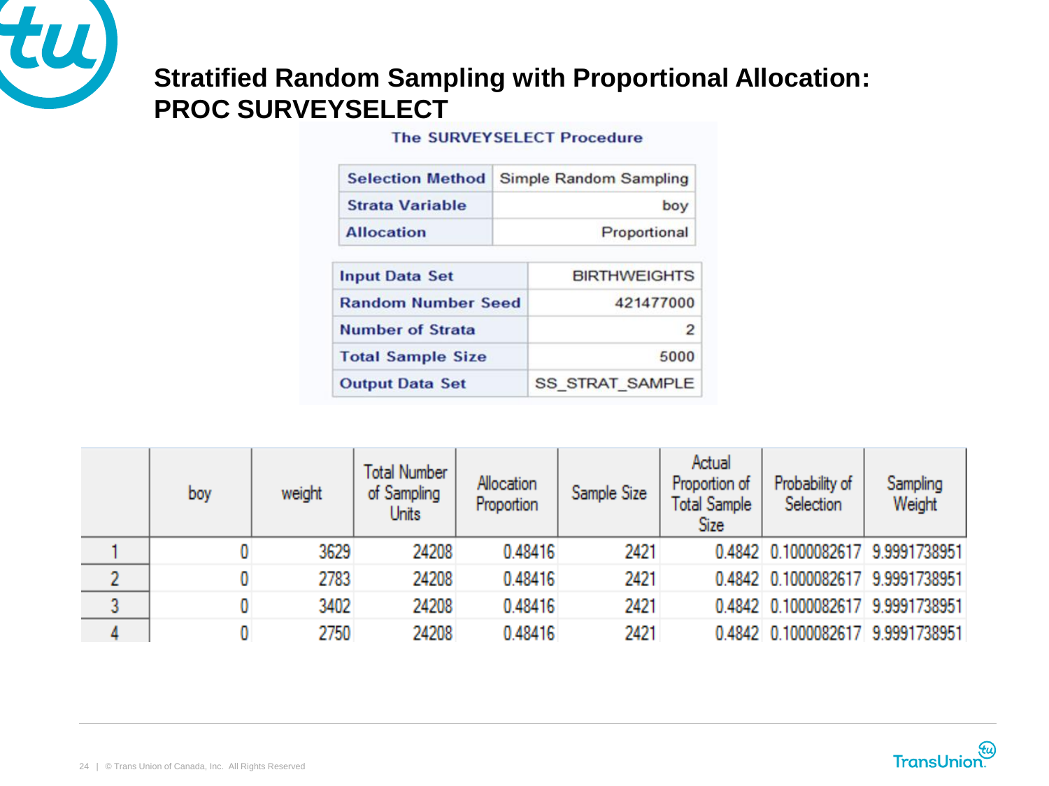# Stratified Random Sampling with Proportional Allocation: PROC SURVEYSELECT

**The SURVEYSELECT Procedure**

| | |
|---|---|
| **Selection Method** | Simple Random Sampling |
| **Strata Variable** | boy |
| **Allocation** | Proportional |

| | |
|---|---|
| **Input Data Set** | BIRTHWEIGHTS |
| **Random Number Seed** | 421477000 |
| **Number of Strata** | 2 |
| **Total Sample Size** | 5000 |
| **Output Data Set** | SS_STRAT_SAMPLE |

| | boy | weight | Total Number of Sampling Units | Allocation Proportion | Sample Size | Actual Proportion of Total Sample Size | Probability of Selection | Sampling Weight |
|---|---|---|---|---|---|---|---|---|
| 1 | 0 | 3629 | 24208 | 0.48416 | 2421 | 0.4842 | 0.1000082617 | 9.9991738951 |
| 2 | 0 | 2783 | 24208 | 0.48416 | 2421 | 0.4842 | 0.1000082617 | 9.9991738951 |
| 3 | 0 | 3402 | 24208 | 0.48416 | 2421 | 0.4842 | 0.1000082617 | 9.9991738951 |
| 4 | 0 | 2750 | 24208 | 0.48416 | 2421 | 0.4842 | 0.1000082617 | 9.9991738951 |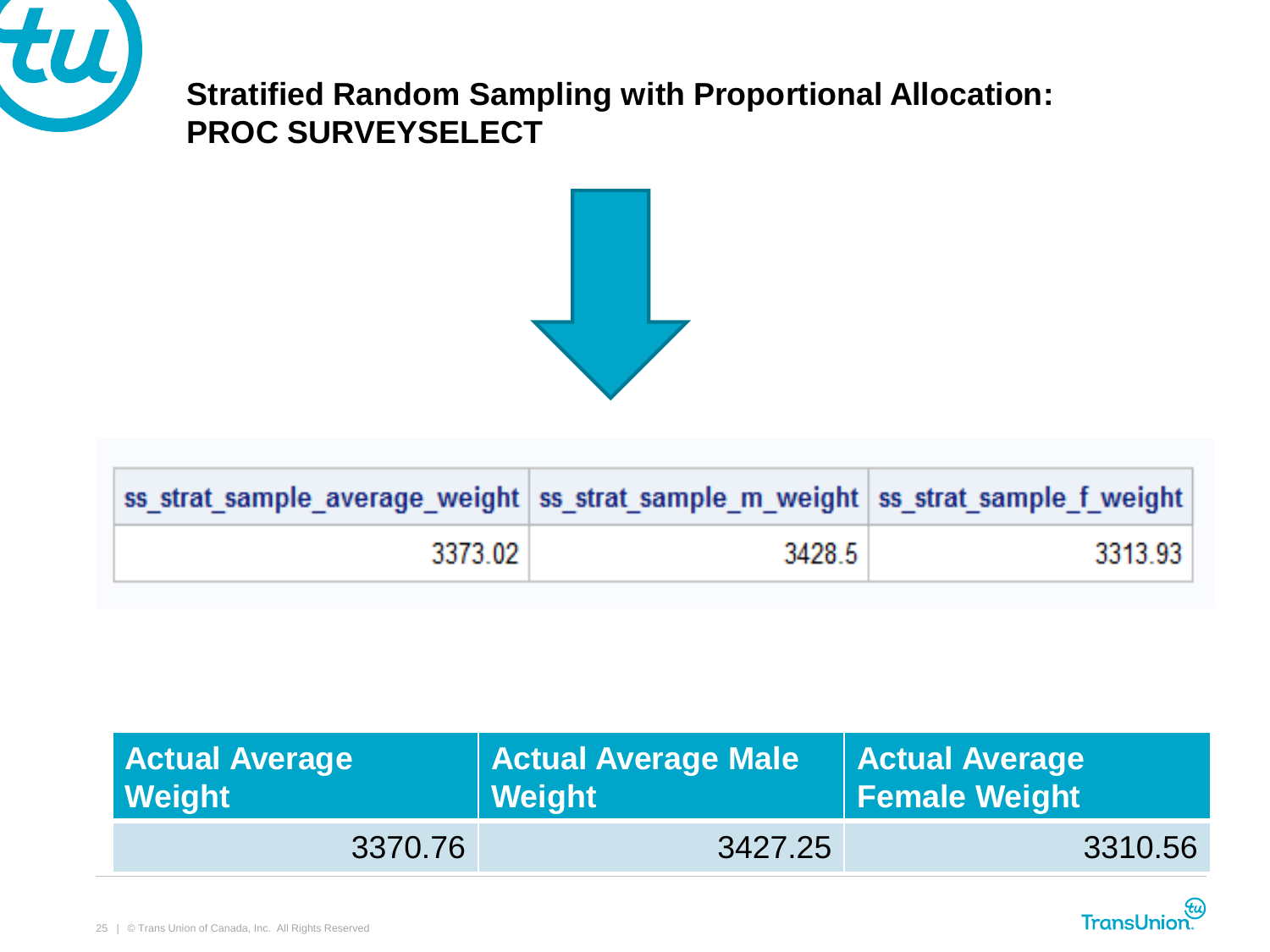# Stratified Random Sampling with Proportional Allocation: PROC SURVEYSELECT

| ss_strat_sample_average_weight | ss_strat_sample_m_weight | ss_strat_sample_f_weight |
|---|---|---|
| 3373.02 | 3428.5 | 3313.93 |

| Actual Average Weight | Actual Average Male Weight | Actual Average Female Weight |
|---|---|---|
| 3370.76 | 3427.25 | 3310.56 |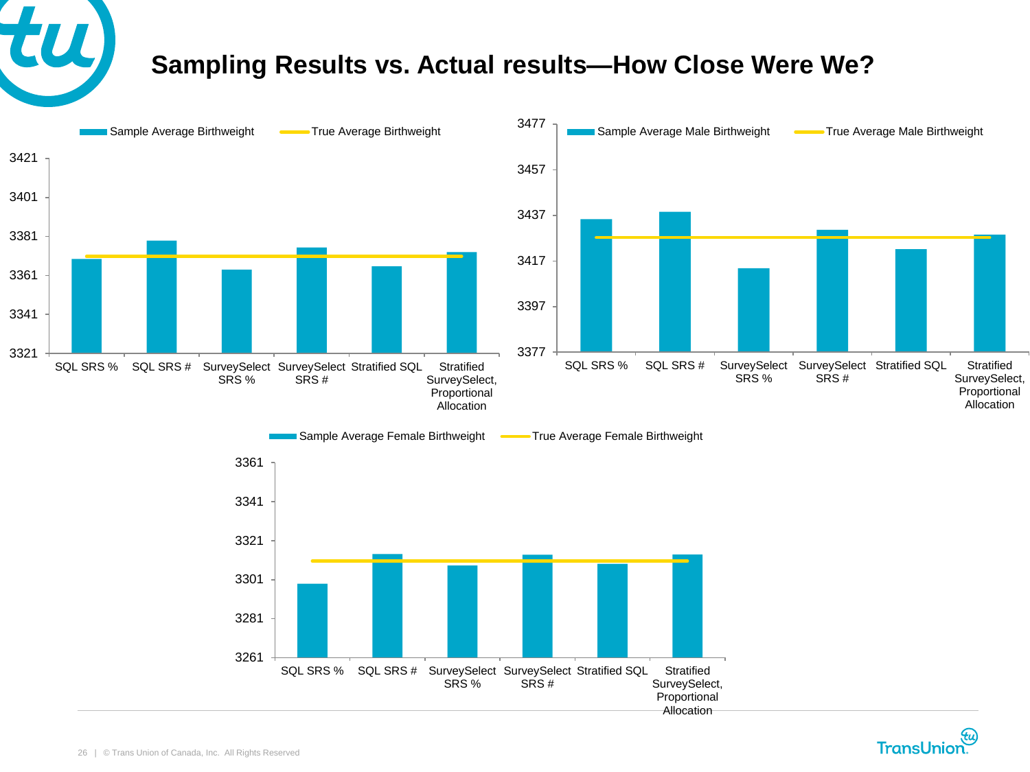# Sampling Results vs. Actual results—How Close Were We?

Sample Average Birthweight | True Average Birthweight

3421
3401
3381
3361
3341
3321

SQL SRS % | SQL SRS # | SurveySelect SRS % | SurveySelect SRS # | Stratified SQL | Stratified SurveySelect, Proportional Allocation

Sample Average Male Birthweight | True Average Male Birthweight

3477
3457
3437
3417
3397
3377

SQL SRS % | SQL SRS # | SurveySelect SRS % | SurveySelect SRS # | Stratified SQL | Stratified SurveySelect, Proportional Allocation

Sample Average Female Birthweight | True Average Female Birthweight

3361
3341
3321
3301
3281
3261

SQL SRS % | SQL SRS # | SurveySelect SRS % | SurveySelect SRS # | Stratified SQL | Stratified SurveySelect, Proportional Allocation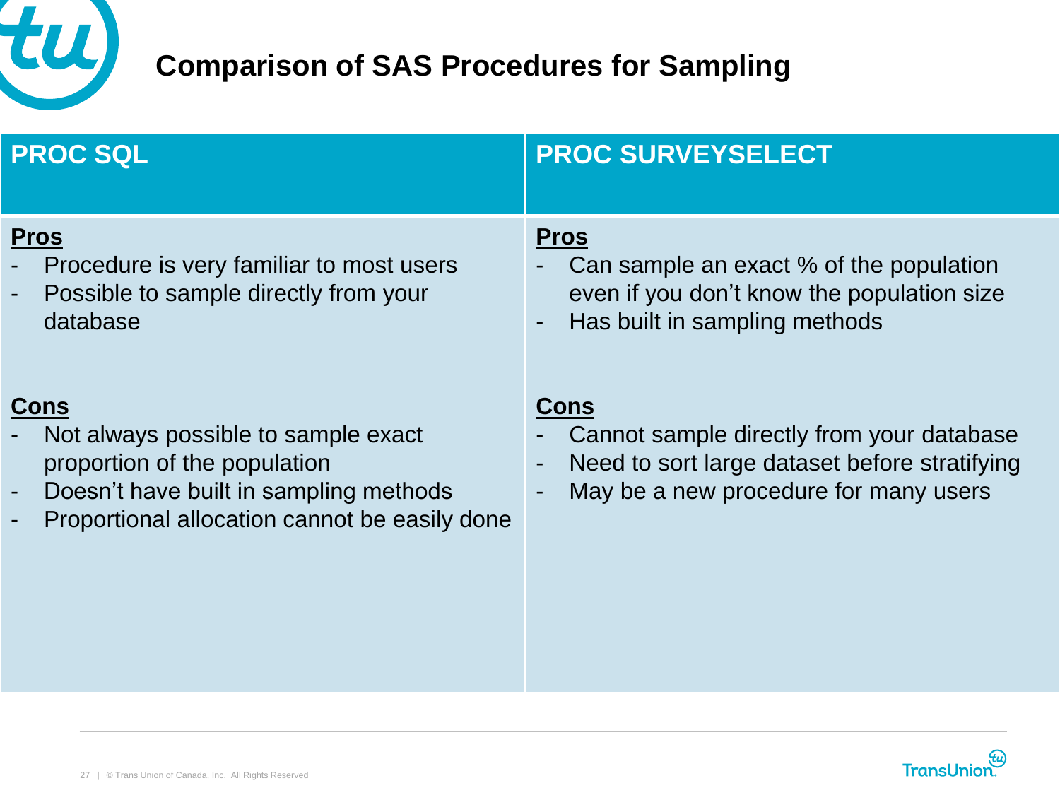# Comparison of SAS Procedures for Sampling

## PROC SQL

**Pros**

- Procedure is very familiar to most users
- Possible to sample directly from your database

**Cons**

- Not always possible to sample exact proportion of the population
- Doesn't have built in sampling methods
- Proportional allocation cannot be easily done

## PROC SURVEYSELECT

**Pros**

- Can sample an exact % of the population even if you don't know the population size
- Has built in sampling methods

**Cons**

- Cannot sample directly from your database
- Need to sort large dataset before stratifying
- May be a new procedure for many users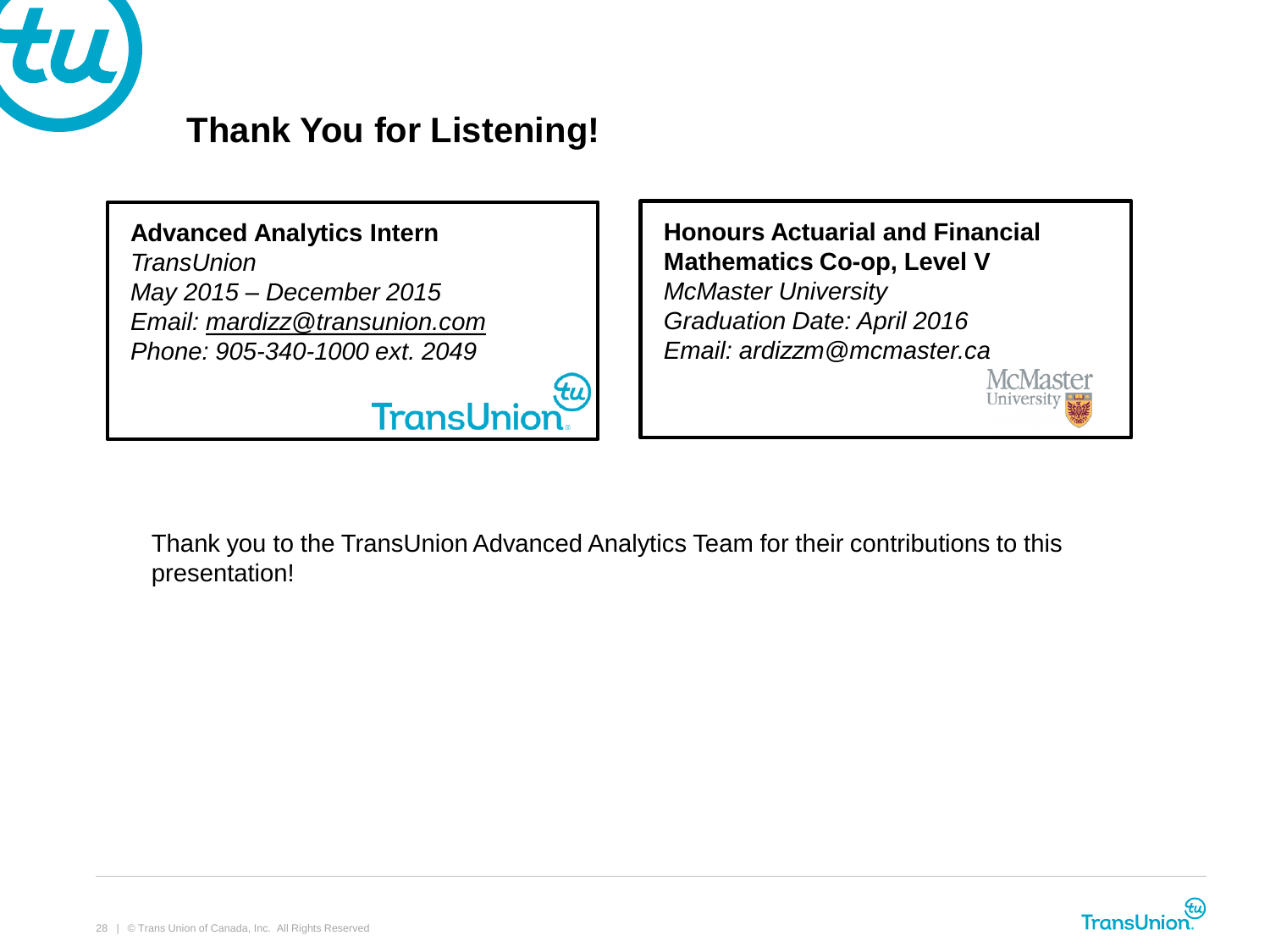# Thank You for Listening!

**Advanced Analytics Intern**
*TransUnion*
*May 2015 – December 2015*
*Email: mardizz@transunion.com*
*Phone: 905-340-1000 ext. 2049*

**Honours Actuarial and Financial Mathematics Co-op, Level V**
*McMaster University*
*Graduation Date: April 2016*
*Email: ardizzm@mcmaster.ca*

Thank you to the TransUnion Advanced Analytics Team for their contributions to this presentation!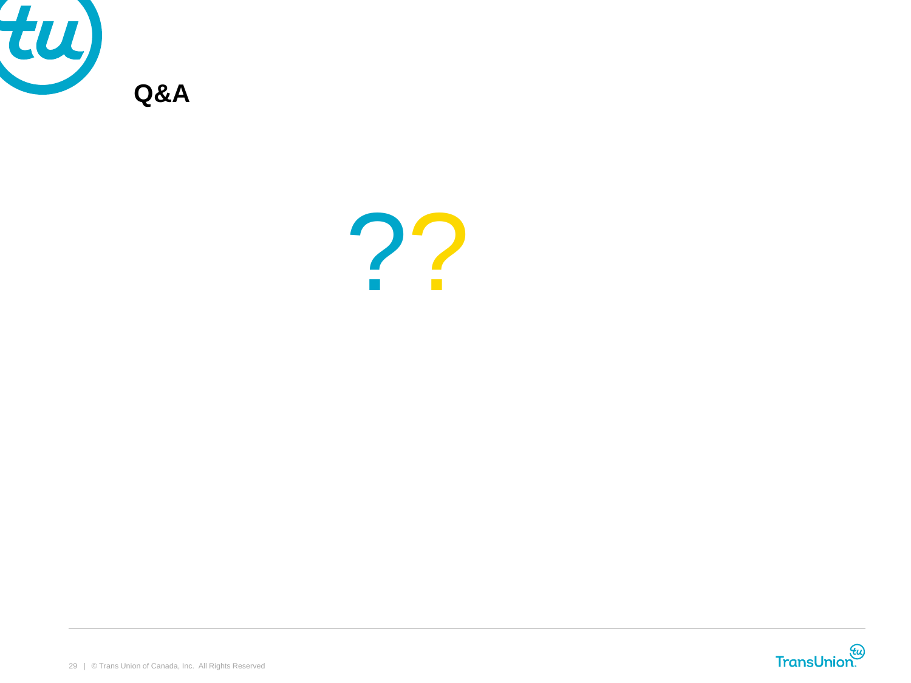# Q&A

??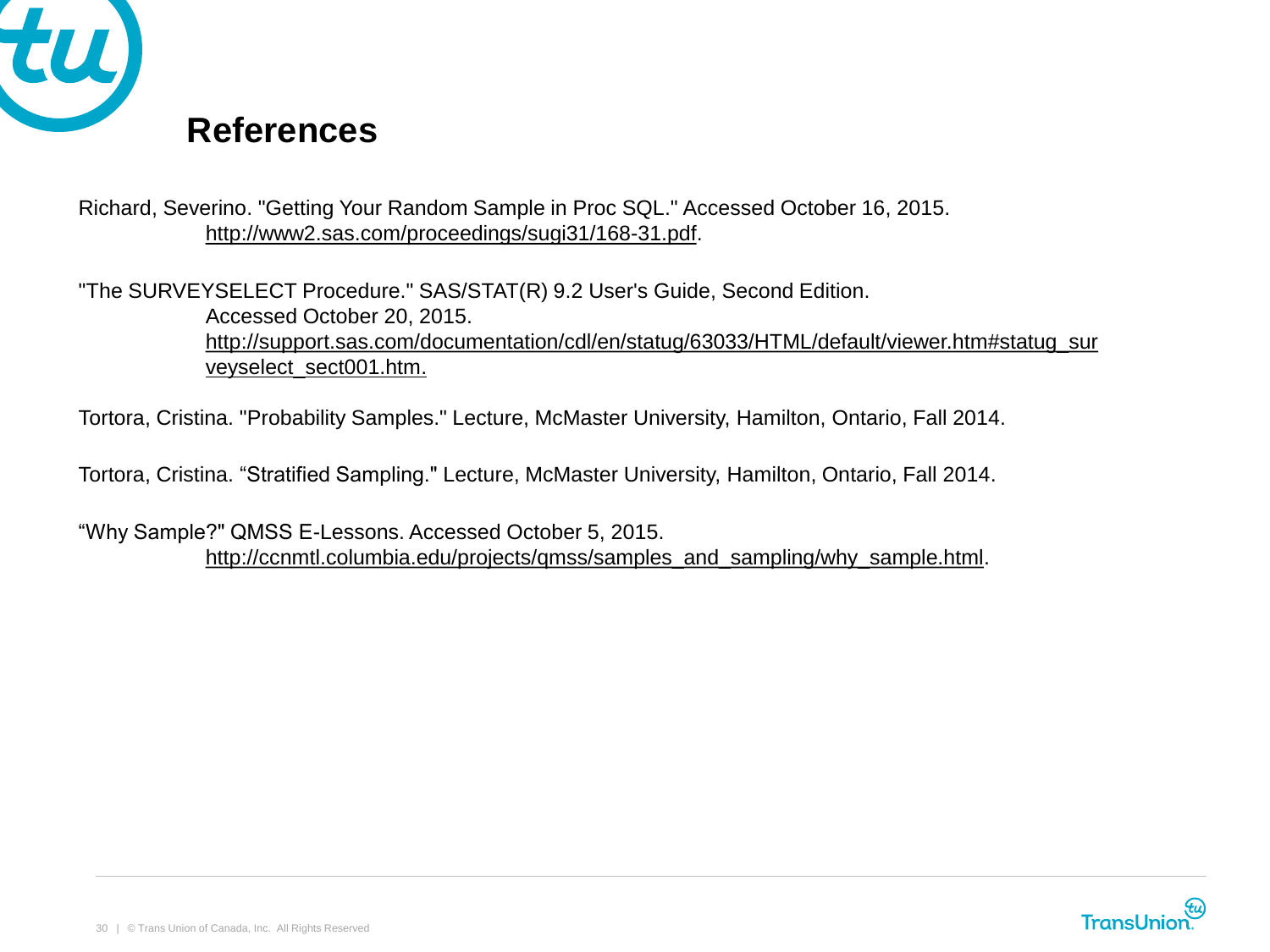# References

Richard, Severino. "Getting Your Random Sample in Proc SQL." Accessed October 16, 2015. http://www2.sas.com/proceedings/sugi31/168-31.pdf.

"The SURVEYSELECT Procedure." SAS/STAT(R) 9.2 User's Guide, Second Edition. Accessed October 20, 2015. http://support.sas.com/documentation/cdl/en/statug/63033/HTML/default/viewer.htm#statug_surveyselect_sect001.htm.

Tortora, Cristina. "Probability Samples." Lecture, McMaster University, Hamilton, Ontario, Fall 2014.

Tortora, Cristina. “Stratified Sampling." Lecture, McMaster University, Hamilton, Ontario, Fall 2014.

“Why Sample?" QMSS E-Lessons. Accessed October 5, 2015. http://ccnmtl.columbia.edu/projects/qmss/samples_and_sampling/why_sample.html.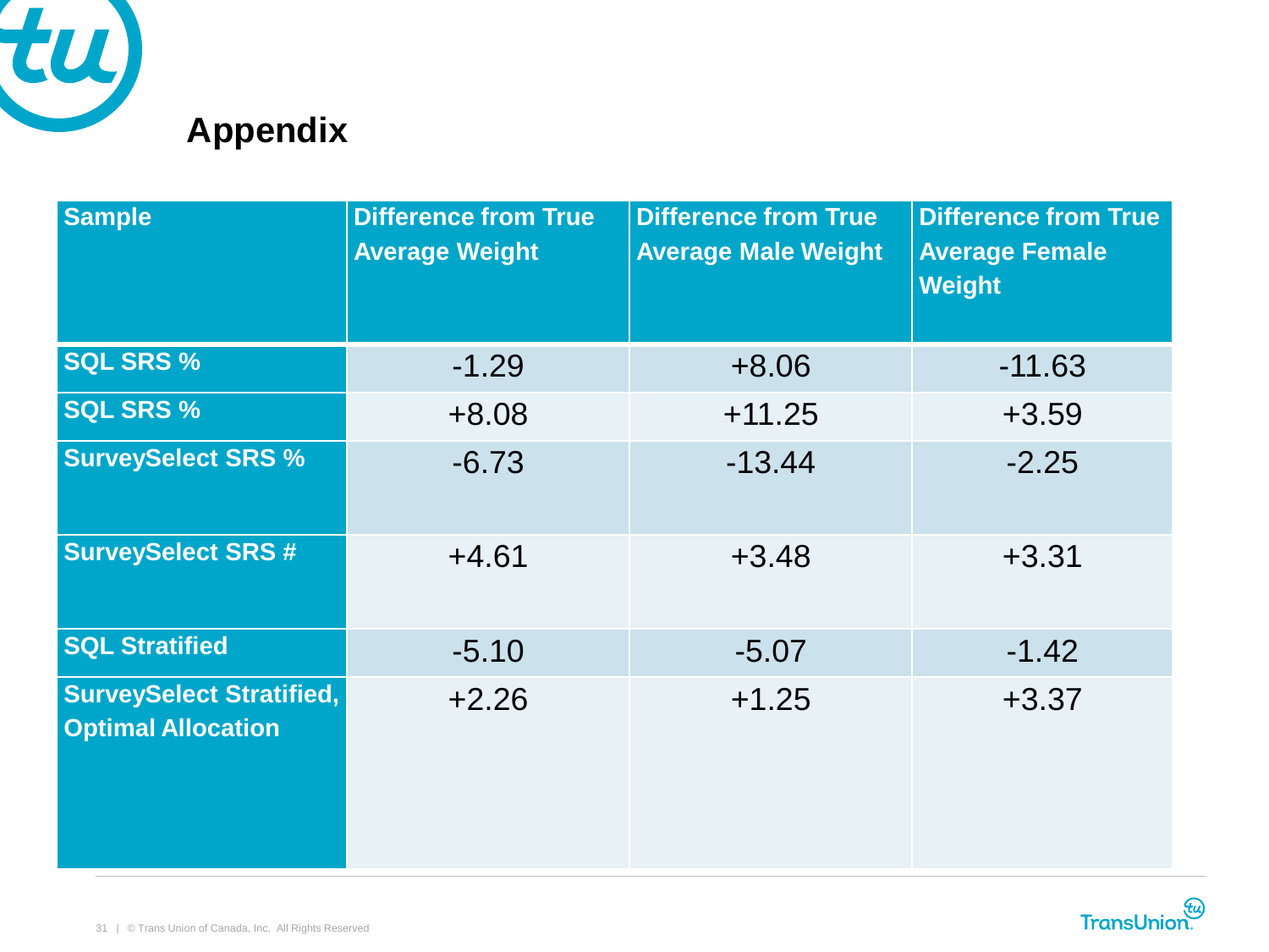# Appendix

| Sample | Difference from True Average Weight | Difference from True Average Male Weight | Difference from True Average Female Weight |
|---|---|---|---|
| SQL SRS % | -1.29 | +8.06 | -11.63 |
| SQL SRS % | +8.08 | +11.25 | +3.59 |
| SurveySelect SRS % | -6.73 | -13.44 | -2.25 |
| SurveySelect SRS # | +4.61 | +3.48 | +3.31 |
| SQL Stratified | -5.10 | -5.07 | -1.42 |
| SurveySelect Stratified, Optimal Allocation | +2.26 | +1.25 | +3.37 |